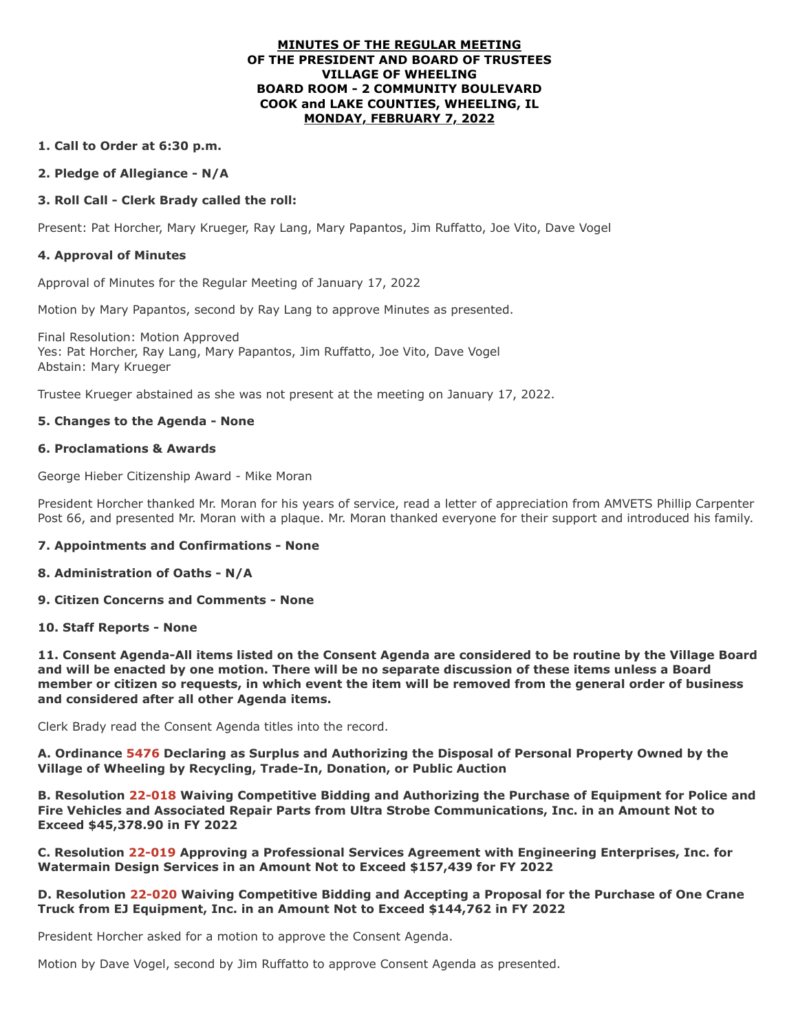# MINUTES OF THE REGULAR MEETING
# OF THE PRESIDENT AND BOARD OF TRUSTEES
# VILLAGE OF WHEELING
# BOARD ROOM - 2 COMMUNITY BOULEVARD
# COOK and LAKE COUNTIES, WHEELING, IL
# MONDAY, FEBRUARY 7, 2022

**1. Call to Order at 6:30 p.m.**

**2. Pledge of Allegiance - N/A**

**3. Roll Call - Clerk Brady called the roll:**

Present: Pat Horcher, Mary Krueger, Ray Lang, Mary Papantos, Jim Ruffatto, Joe Vito, Dave Vogel

**4. Approval of Minutes**

Approval of Minutes for the Regular Meeting of January 17, 2022

Motion by Mary Papantos, second by Ray Lang to approve Minutes as presented.

Final Resolution: Motion Approved
Yes: Pat Horcher, Ray Lang, Mary Papantos, Jim Ruffatto, Joe Vito, Dave Vogel
Abstain: Mary Krueger

Trustee Krueger abstained as she was not present at the meeting on January 17, 2022.

**5. Changes to the Agenda - None**

**6. Proclamations & Awards**

George Hieber Citizenship Award - Mike Moran

President Horcher thanked Mr. Moran for his years of service, read a letter of appreciation from AMVETS Phillip Carpenter Post 66, and presented Mr. Moran with a plaque. Mr. Moran thanked everyone for their support and introduced his family.

**7. Appointments and Confirmations - None**

**8. Administration of Oaths - N/A**

**9. Citizen Concerns and Comments - None**

**10. Staff Reports - None**

**11. Consent Agenda-All items listed on the Consent Agenda are considered to be routine by the Village Board and will be enacted by one motion. There will be no separate discussion of these items unless a Board member or citizen so requests, in which event the item will be removed from the general order of business and considered after all other Agenda items.**

Clerk Brady read the Consent Agenda titles into the record.

**A. Ordinance 5476 Declaring as Surplus and Authorizing the Disposal of Personal Property Owned by the Village of Wheeling by Recycling, Trade-In, Donation, or Public Auction**

**B. Resolution 22-018 Waiving Competitive Bidding and Authorizing the Purchase of Equipment for Police and Fire Vehicles and Associated Repair Parts from Ultra Strobe Communications, Inc. in an Amount Not to Exceed $45,378.90 in FY 2022**

**C. Resolution 22-019 Approving a Professional Services Agreement with Engineering Enterprises, Inc. for Watermain Design Services in an Amount Not to Exceed $157,439 for FY 2022**

**D. Resolution 22-020 Waiving Competitive Bidding and Accepting a Proposal for the Purchase of One Crane Truck from EJ Equipment, Inc. in an Amount Not to Exceed $144,762 in FY 2022**

President Horcher asked for a motion to approve the Consent Agenda.

Motion by Dave Vogel, second by Jim Ruffatto to approve Consent Agenda as presented.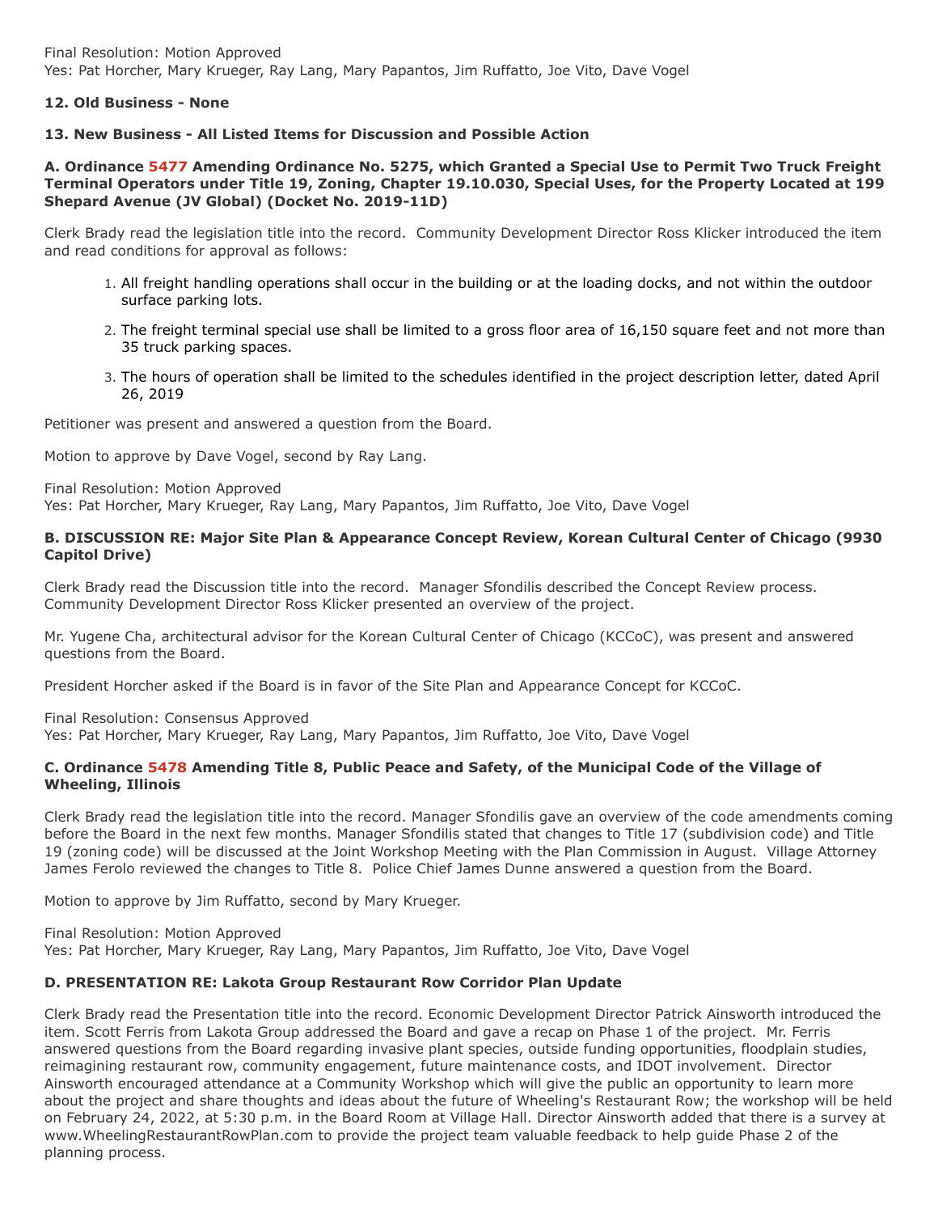Final Resolution: Motion Approved
Yes: Pat Horcher, Mary Krueger, Ray Lang, Mary Papantos, Jim Ruffatto, Joe Vito, Dave Vogel

**12. Old Business - None**

**13. New Business - All Listed Items for Discussion and Possible Action**

**A. Ordinance 5477 Amending Ordinance No. 5275, which Granted a Special Use to Permit Two Truck Freight Terminal Operators under Title 19, Zoning, Chapter 19.10.030, Special Uses, for the Property Located at 199 Shepard Avenue (JV Global) (Docket No. 2019-11D)**

Clerk Brady read the legislation title into the record. Community Development Director Ross Klicker introduced the item and read conditions for approval as follows:

1. All freight handling operations shall occur in the building or at the loading docks, and not within the outdoor surface parking lots.
2. The freight terminal special use shall be limited to a gross floor area of 16,150 square feet and not more than 35 truck parking spaces.
3. The hours of operation shall be limited to the schedules identified in the project description letter, dated April 26, 2019

Petitioner was present and answered a question from the Board.

Motion to approve by Dave Vogel, second by Ray Lang.

Final Resolution: Motion Approved
Yes: Pat Horcher, Mary Krueger, Ray Lang, Mary Papantos, Jim Ruffatto, Joe Vito, Dave Vogel

**B. DISCUSSION RE: Major Site Plan & Appearance Concept Review, Korean Cultural Center of Chicago (9930 Capitol Drive)**

Clerk Brady read the Discussion title into the record. Manager Sfondilis described the Concept Review process. Community Development Director Ross Klicker presented an overview of the project.

Mr. Yugene Cha, architectural advisor for the Korean Cultural Center of Chicago (KCCoC), was present and answered questions from the Board.

President Horcher asked if the Board is in favor of the Site Plan and Appearance Concept for KCCoC.

Final Resolution: Consensus Approved
Yes: Pat Horcher, Mary Krueger, Ray Lang, Mary Papantos, Jim Ruffatto, Joe Vito, Dave Vogel

**C. Ordinance 5478 Amending Title 8, Public Peace and Safety, of the Municipal Code of the Village of Wheeling, Illinois**

Clerk Brady read the legislation title into the record. Manager Sfondilis gave an overview of the code amendments coming before the Board in the next few months. Manager Sfondilis stated that changes to Title 17 (subdivision code) and Title 19 (zoning code) will be discussed at the Joint Workshop Meeting with the Plan Commission in August. Village Attorney James Ferolo reviewed the changes to Title 8. Police Chief James Dunne answered a question from the Board.

Motion to approve by Jim Ruffatto, second by Mary Krueger.

Final Resolution: Motion Approved
Yes: Pat Horcher, Mary Krueger, Ray Lang, Mary Papantos, Jim Ruffatto, Joe Vito, Dave Vogel

**D. PRESENTATION RE: Lakota Group Restaurant Row Corridor Plan Update**

Clerk Brady read the Presentation title into the record. Economic Development Director Patrick Ainsworth introduced the item. Scott Ferris from Lakota Group addressed the Board and gave a recap on Phase 1 of the project. Mr. Ferris answered questions from the Board regarding invasive plant species, outside funding opportunities, floodplain studies, reimagining restaurant row, community engagement, future maintenance costs, and IDOT involvement. Director Ainsworth encouraged attendance at a Community Workshop which will give the public an opportunity to learn more about the project and share thoughts and ideas about the future of Wheeling's Restaurant Row; the workshop will be held on February 24, 2022, at 5:30 p.m. in the Board Room at Village Hall. Director Ainsworth added that there is a survey at www.WheelingRestaurantRowPlan.com to provide the project team valuable feedback to help guide Phase 2 of the planning process.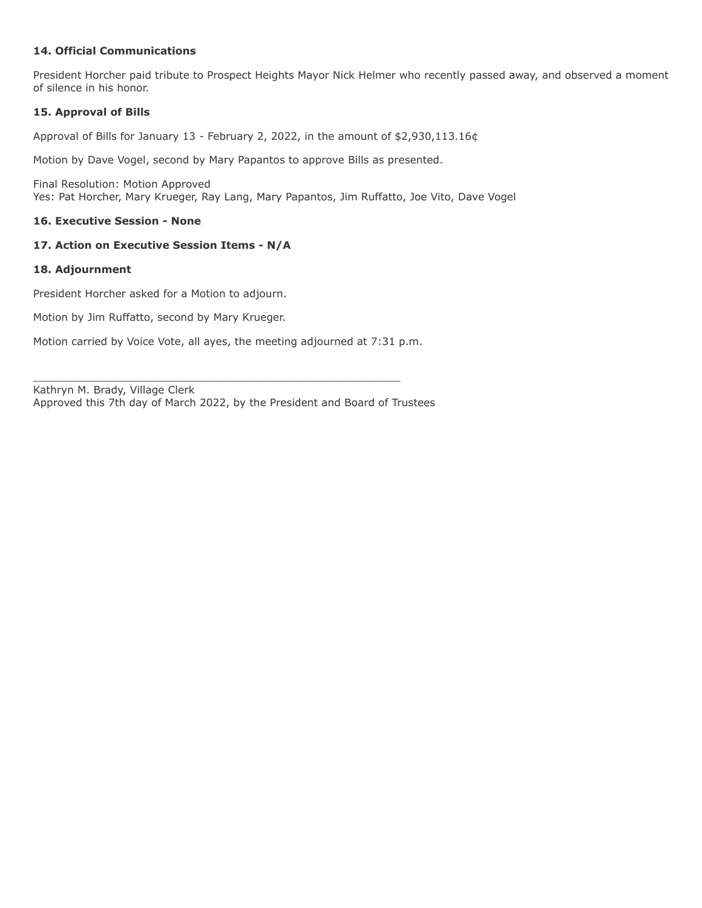**14. Official Communications**

President Horcher paid tribute to Prospect Heights Mayor Nick Helmer who recently passed away, and observed a moment of silence in his honor.

**15. Approval of Bills**

Approval of Bills for January 13 - February 2, 2022, in the amount of $2,930,113.16¢

Motion by Dave Vogel, second by Mary Papantos to approve Bills as presented.

Final Resolution: Motion Approved
Yes: Pat Horcher, Mary Krueger, Ray Lang, Mary Papantos, Jim Ruffatto, Joe Vito, Dave Vogel

**16. Executive Session - None**

**17. Action on Executive Session Items - N/A**

**18. Adjournment**

President Horcher asked for a Motion to adjourn.

Motion by Jim Ruffatto, second by Mary Krueger.

Motion carried by Voice Vote, all ayes, the meeting adjourned at 7:31 p.m.

_______________________________________________________

Kathryn M. Brady, Village Clerk
Approved this 7th day of March 2022, by the President and Board of Trustees